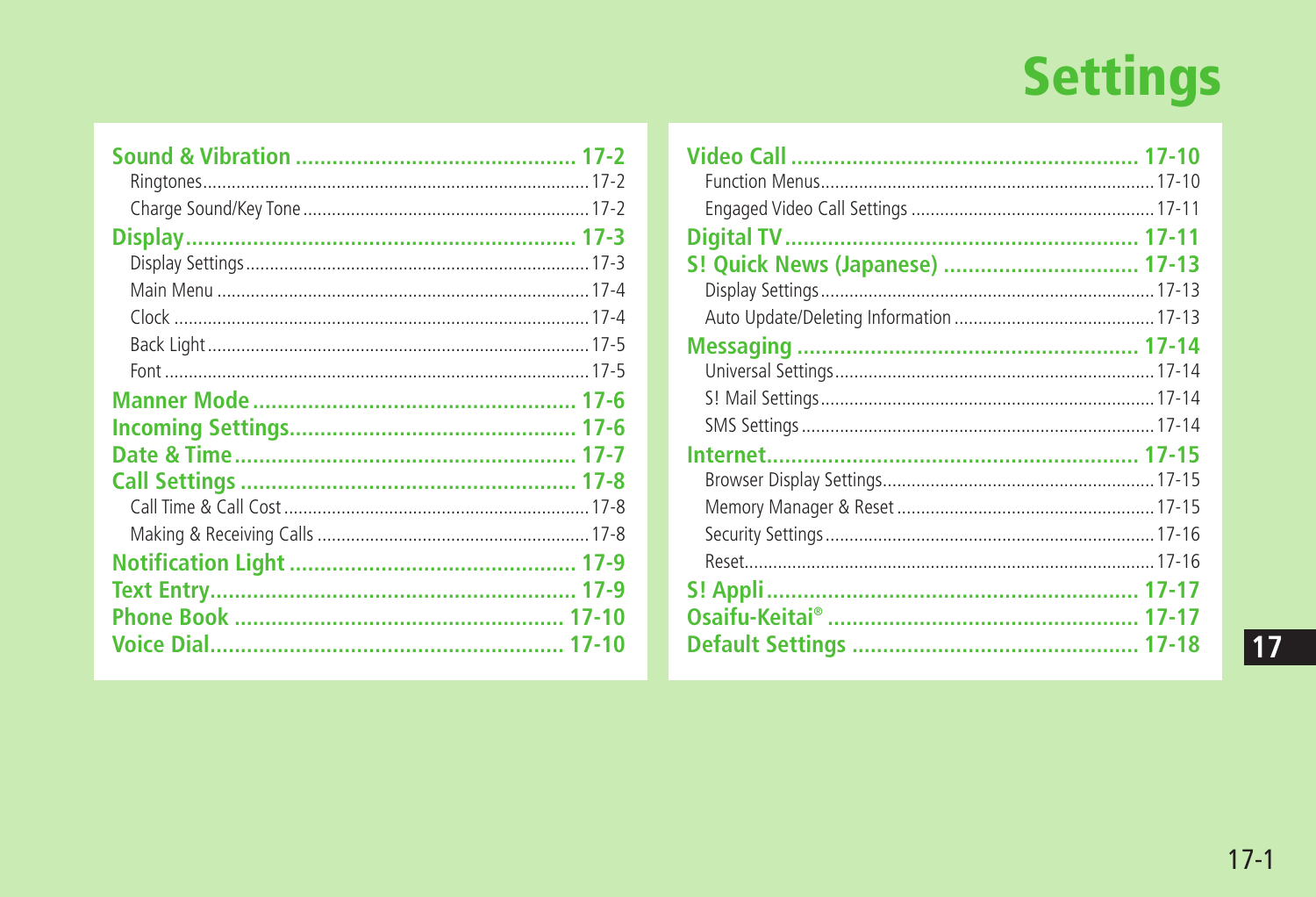# Settings

**Sound & Vibration** ........ 17-2
- Ringtones ........ 17-2
- Charge Sound/Key Tone ........ 17-2

**Display** ........ 17-3
- Display Settings ........ 17-3
- Main Menu ........ 17-4
- Clock ........ 17-4
- Back Light ........ 17-5
- Font ........ 17-5

**Manner Mode** ........ 17-6

**Incoming Settings** ........ 17-6

**Date & Time** ........ 17-7

**Call Settings** ........ 17-8
- Call Time & Call Cost ........ 17-8
- Making & Receiving Calls ........ 17-8

**Notification Light** ........ 17-9

**Text Entry** ........ 17-9

**Phone Book** ........ 17-10

**Voice Dial** ........ 17-10

**Video Call** ........ 17-10
- Function Menus ........ 17-10
- Engaged Video Call Settings ........ 17-11

**Digital TV** ........ 17-11

**S! Quick News (Japanese)** ........ 17-13
- Display Settings ........ 17-13
- Auto Update/Deleting Information ........ 17-13

**Messaging** ........ 17-14
- Universal Settings ........ 17-14
- S! Mail Settings ........ 17-14
- SMS Settings ........ 17-14

**Internet** ........ 17-15
- Browser Display Settings ........ 17-15
- Memory Manager & Reset ........ 17-15
- Security Settings ........ 17-16
- Reset ........ 17-16

**S! Appli** ........ 17-17

**Osaifu-Keitai®** ........ 17-17

**Default Settings** ........ 17-18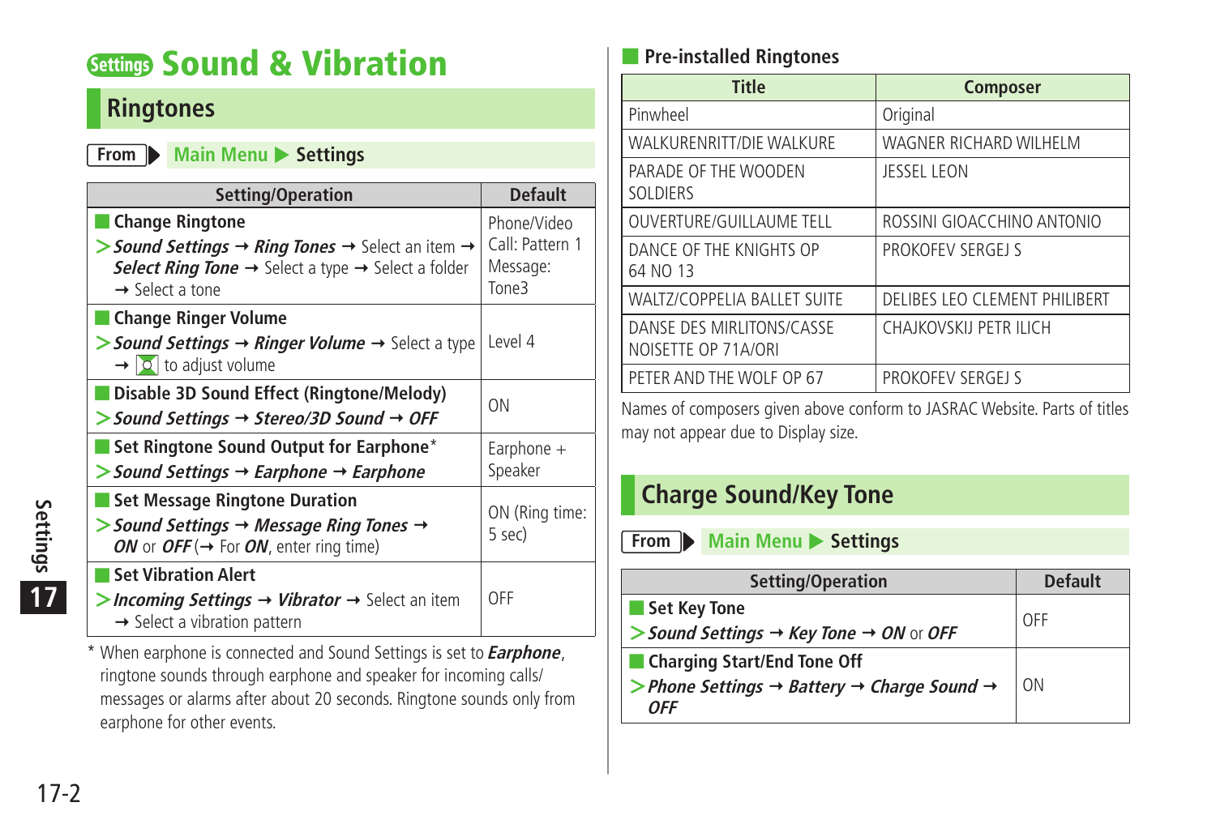# Settings Sound & Vibration

## Ringtones

**From** ▶ Main Menu ▶ Settings

| Setting/Operation | Default |
|---|---|
| **Change Ringtone**<br>> ***Sound Settings*** → ***Ring Tones*** → Select an item → ***Select Ring Tone*** → Select a type → Select a folder → Select a tone | Phone/Video Call: Pattern 1<br>Message: Tone3 |
| **Change Ringer Volume**<br>> ***Sound Settings*** → ***Ringer Volume*** → Select a type → [icon] to adjust volume | Level 4 |
| **Disable 3D Sound Effect (Ringtone/Melody)**<br>> ***Sound Settings*** → ***Stereo/3D Sound*** → ***OFF*** | ON |
| **Set Ringtone Sound Output for Earphone***<br>> ***Sound Settings*** → ***Earphone*** → ***Earphone*** | Earphone + Speaker |
| **Set Message Ringtone Duration**<br>> ***Sound Settings*** → ***Message Ring Tones*** → ***ON*** or ***OFF*** (→ For ***ON***, enter ring time) | ON (Ring time: 5 sec) |
| **Set Vibration Alert**<br>> ***Incoming Settings*** → ***Vibrator*** → Select an item → Select a vibration pattern | OFF |

\* When earphone is connected and Sound Settings is set to ***Earphone***, ringtone sounds through earphone and speaker for incoming calls/ messages or alarms after about 20 seconds. Ringtone sounds only from earphone for other events.

### Pre-installed Ringtones

| Title | Composer |
|---|---|
| Pinwheel | Original |
| WALKURENRITT/DIE WALKURE | WAGNER RICHARD WILHELM |
| PARADE OF THE WOODEN SOLDIERS | JESSEL LEON |
| OUVERTURE/GUILLAUME TELL | ROSSINI GIOACCHINO ANTONIO |
| DANCE OF THE KNIGHTS OP 64 NO 13 | PROKOFEV SERGEJ S |
| WALTZ/COPPELIA BALLET SUITE | DELIBES LEO CLEMENT PHILIBERT |
| DANSE DES MIRLITONS/CASSE NOISETTE OP 71A/ORI | CHAJKOVSKIJ PETR ILICH |
| PETER AND THE WOLF OP 67 | PROKOFEV SERGEJ S |

Names of composers given above conform to JASRAC Website. Parts of titles may not appear due to Display size.

## Charge Sound/Key Tone

**From** ▶ Main Menu ▶ Settings

| Setting/Operation | Default |
|---|---|
| **Set Key Tone**<br>> ***Sound Settings*** → ***Key Tone*** → ***ON*** or ***OFF*** | OFF |
| **Charging Start/End Tone Off**<br>> ***Phone Settings*** → ***Battery*** → ***Charge Sound*** → ***OFF*** | ON |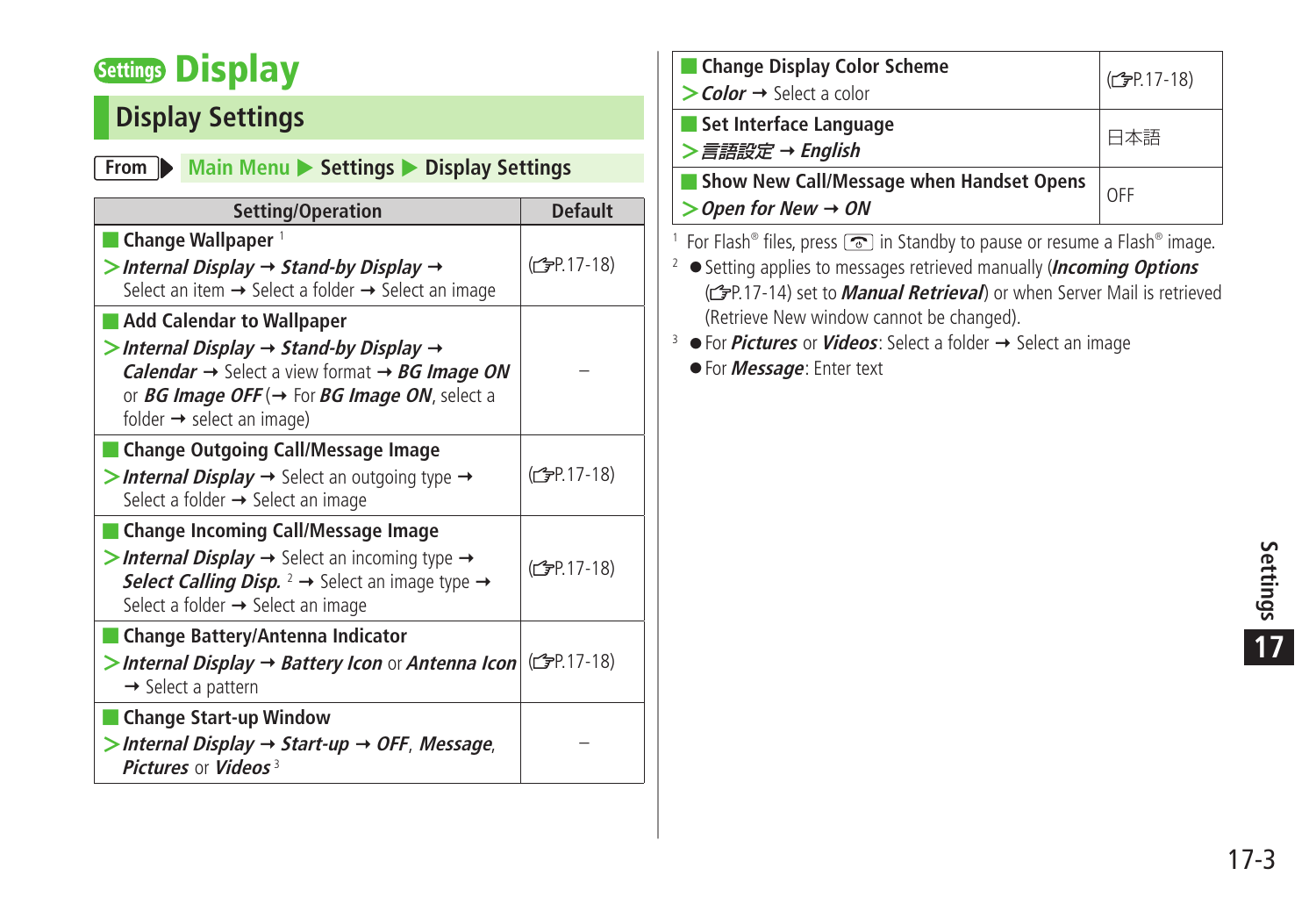# Settings Display

## Display Settings

**From** ▶ Main Menu ▶ Settings ▶ Display Settings

| Setting/Operation | Default |
|---|---|
| **Change Wallpaper** [1]<br>> ***Internal Display*** → ***Stand-by Display*** → Select an item → Select a folder → Select an image | (☞P.17-18) |
| **Add Calendar to Wallpaper**<br>> ***Internal Display*** → ***Stand-by Display*** → ***Calendar*** → Select a view format → ***BG Image ON*** or ***BG Image OFF*** (→ For ***BG Image ON***, select a folder → select an image) | – |
| **Change Outgoing Call/Message Image**<br>> ***Internal Display*** → Select an outgoing type → Select a folder → Select an image | (☞P.17-18) |
| **Change Incoming Call/Message Image**<br>> ***Internal Display*** → Select an incoming type → ***Select Calling Disp.*** [2] → Select an image type → Select a folder → Select an image | (☞P.17-18) |
| **Change Battery/Antenna Indicator**<br>> ***Internal Display*** → ***Battery Icon*** or ***Antenna Icon*** → Select a pattern | (☞P.17-18) |
| **Change Start-up Window**<br>> ***Internal Display*** → ***Start-up*** → ***OFF***, ***Message***, ***Pictures*** or ***Videos*** [3] | – |
| **Change Display Color Scheme**<br>> ***Color*** → Select a color | (☞P.17-18) |
| **Set Interface Language**<br>> ***言語設定*** → ***English*** | 日本語 |
| **Show New Call/Message when Handset Opens**<br>> ***Open for New*** → ***ON*** | OFF |

[1] For Flash® files, press [key] in Standby to pause or resume a Flash® image.

[2] ● Setting applies to messages retrieved manually (***Incoming Options*** (☞P.17-14) set to ***Manual Retrieval***) or when Server Mail is retrieved (Retrieve New window cannot be changed).

[3] ● For ***Pictures*** or ***Videos***: Select a folder → Select an image

● For ***Message***: Enter text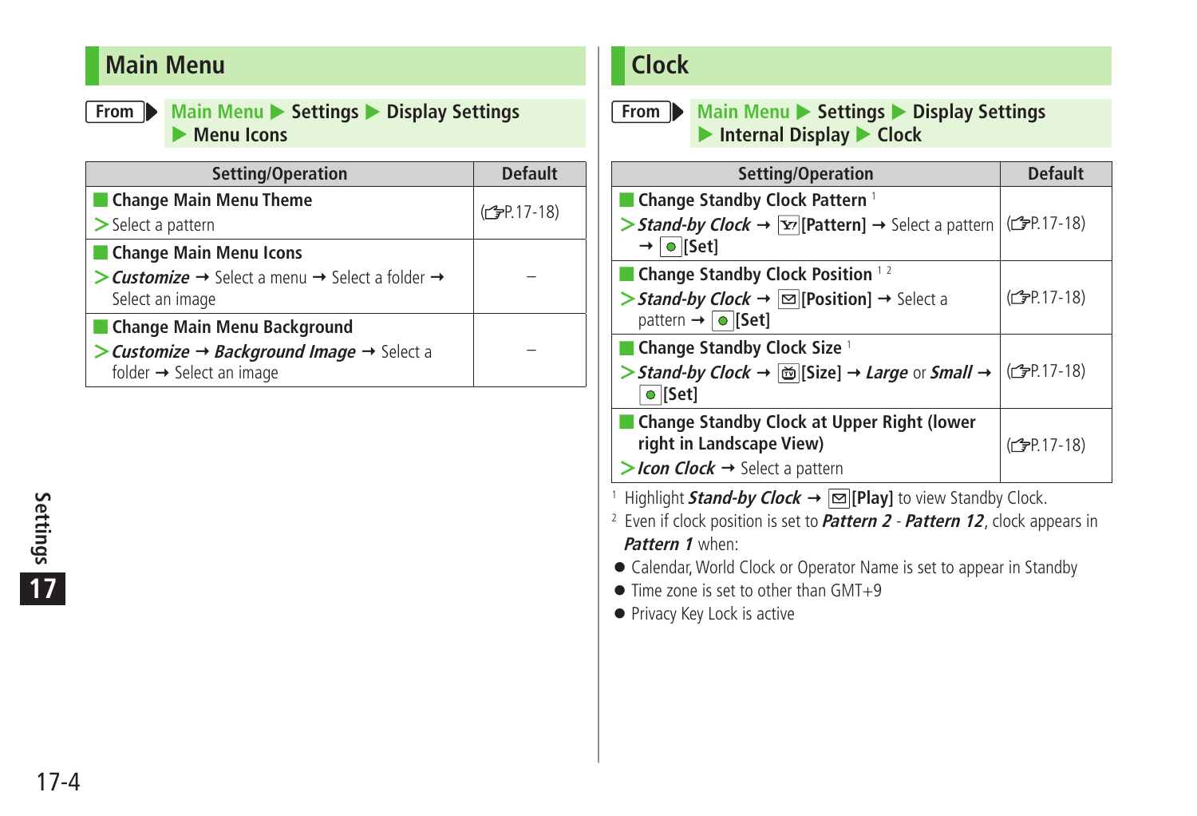## Main Menu

**From** Main Menu ▶ Settings ▶ Display Settings ▶ Menu Icons

| Setting/Operation | Default |
|---|---|
| **Change Main Menu Theme**<br>> Select a pattern | (☞P.17-18) |
| **Change Main Menu Icons**<br>> ***Customize*** → Select a menu → Select a folder → Select an image | – |
| **Change Main Menu Background**<br>> ***Customize*** → ***Background Image*** → Select a folder → Select an image | – |

## Clock

**From** Main Menu ▶ Settings ▶ Display Settings ▶ Internal Display ▶ Clock

| Setting/Operation | Default |
|---|---|
| **Change Standby Clock Pattern** [1]<br>> ***Stand-by Clock*** → **[Pattern]** → Select a pattern → **[Set]** | (☞P.17-18) |
| **Change Standby Clock Position** [1 2]<br>> ***Stand-by Clock*** → **[Position]** → Select a pattern → **[Set]** | (☞P.17-18) |
| **Change Standby Clock Size** [1]<br>> ***Stand-by Clock*** → **[Size]** → ***Large*** or ***Small*** → **[Set]** | (☞P.17-18) |
| **Change Standby Clock at Upper Right (lower right in Landscape View)**<br>> ***Icon Clock*** → Select a pattern | (☞P.17-18) |

[1] Highlight ***Stand-by Clock*** → **[Play]** to view Standby Clock.

[2] Even if clock position is set to ***Pattern 2*** - ***Pattern 12***, clock appears in ***Pattern 1*** when:

- Calendar, World Clock or Operator Name is set to appear in Standby
- Time zone is set to other than GMT+9
- Privacy Key Lock is active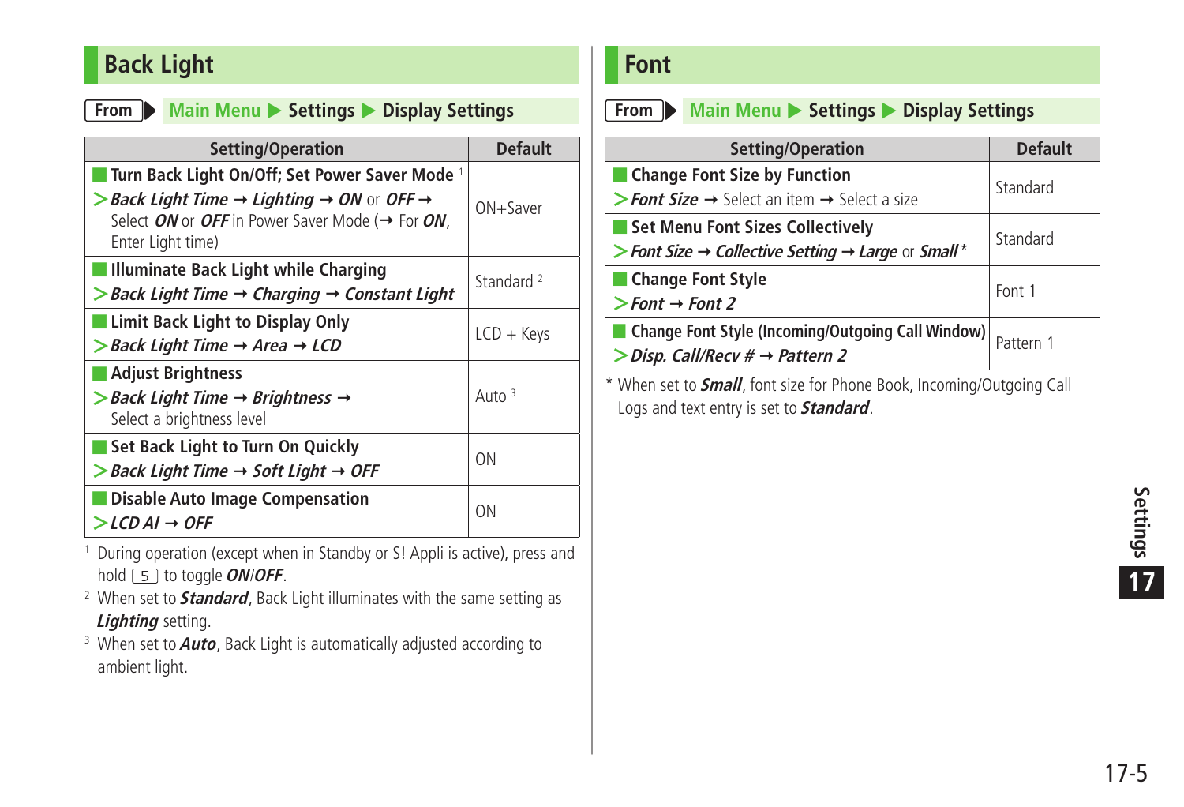## Back Light

**From** ▶ Main Menu ▶ Settings ▶ Display Settings

| Setting/Operation | Default |
|---|---|
| **Turn Back Light On/Off; Set Power Saver Mode** [1]<br>> ***Back Light Time*** → ***Lighting*** → ***ON*** or ***OFF*** → Select ***ON*** or ***OFF*** in Power Saver Mode (→ For ***ON***, Enter Light time) | ON+Saver |
| **Illuminate Back Light while Charging**<br>> ***Back Light Time*** → ***Charging*** → ***Constant Light*** | Standard [2] |
| **Limit Back Light to Display Only**<br>> ***Back Light Time*** → ***Area*** → ***LCD*** | LCD + Keys |
| **Adjust Brightness**<br>> ***Back Light Time*** → ***Brightness*** → Select a brightness level | Auto [3] |
| **Set Back Light to Turn On Quickly**<br>> ***Back Light Time*** → ***Soft Light*** → ***OFF*** | ON |
| **Disable Auto Image Compensation**<br>> ***LCD AI*** → ***OFF*** | ON |

[1] During operation (except when in Standby or S! Appli is active), press and hold 5 to toggle ***ON***/***OFF***.

[2] When set to ***Standard***, Back Light illuminates with the same setting as ***Lighting*** setting.

[3] When set to ***Auto***, Back Light is automatically adjusted according to ambient light.

## Font

**From** ▶ Main Menu ▶ Settings ▶ Display Settings

| Setting/Operation | Default |
|---|---|
| **Change Font Size by Function**<br>> ***Font Size*** → Select an item → Select a size | Standard |
| **Set Menu Font Sizes Collectively**<br>> ***Font Size*** → ***Collective Setting*** → ***Large*** or ***Small**** | Standard |
| **Change Font Style**<br>> ***Font*** → ***Font 2*** | Font 1 |
| **Change Font Style (Incoming/Outgoing Call Window)**<br>> ***Disp. Call/Recv #*** → ***Pattern 2*** | Pattern 1 |

* When set to ***Small***, font size for Phone Book, Incoming/Outgoing Call Logs and text entry is set to ***Standard***.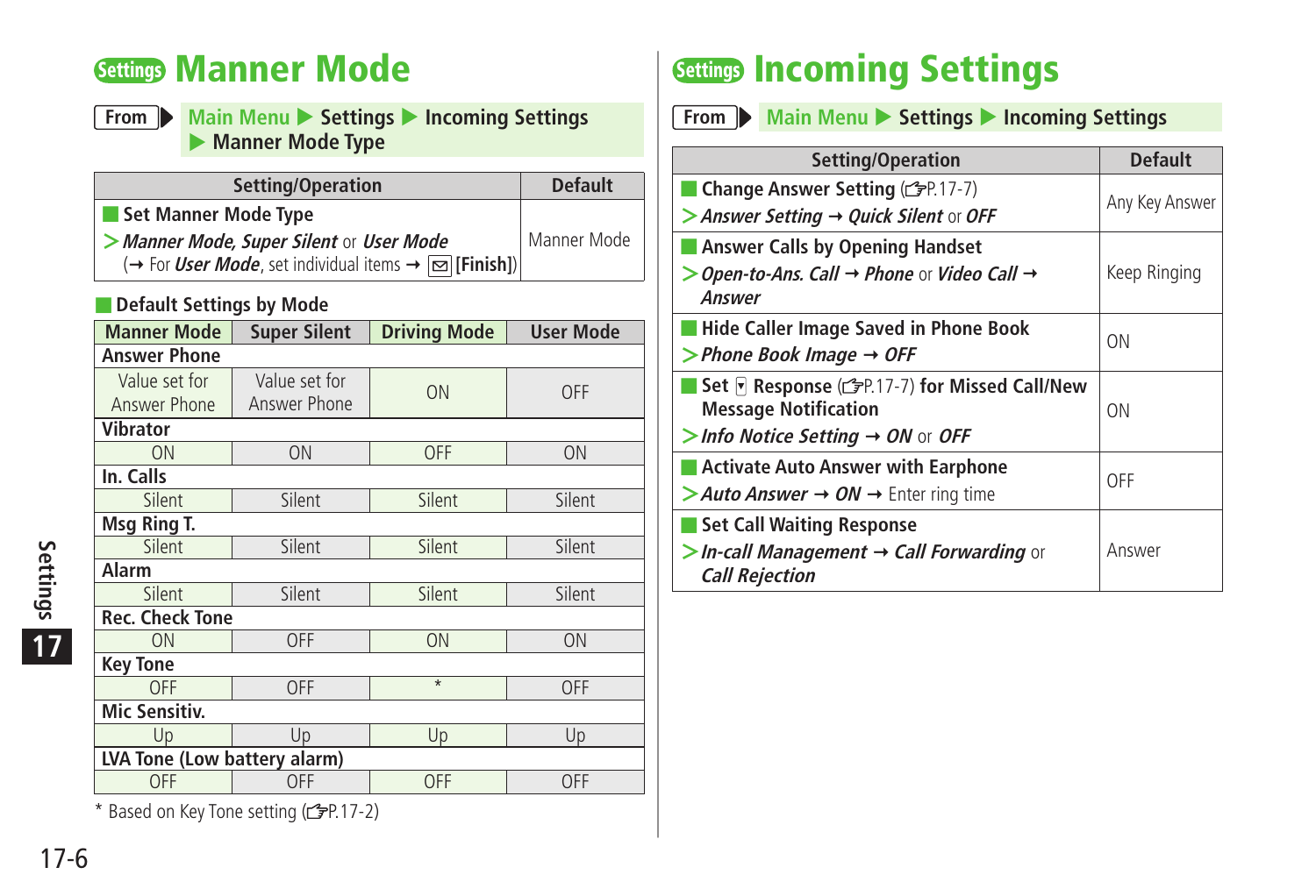# Settings Manner Mode

**From** Main Menu ▶ Settings ▶ Incoming Settings ▶ Manner Mode Type

| Setting/Operation | Default |
|---|---|
| **Set Manner Mode Type**<br>> ***Manner Mode, Super Silent*** or ***User Mode***<br>(→ For ***User Mode***, set individual items → ✉ **[Finish]**) | Manner Mode |

**Default Settings by Mode**

| Manner Mode | Super Silent | Driving Mode | User Mode |
|---|---|---|---|
| **Answer Phone** | | | |
| Value set for Answer Phone | Value set for Answer Phone | ON | OFF |
| **Vibrator** | | | |
| ON | ON | OFF | ON |
| **In. Calls** | | | |
| Silent | Silent | Silent | Silent |
| **Msg Ring T.** | | | |
| Silent | Silent | Silent | Silent |
| **Alarm** | | | |
| Silent | Silent | Silent | Silent |
| **Rec. Check Tone** | | | |
| ON | OFF | ON | ON |
| **Key Tone** | | | |
| OFF | OFF | * | OFF |
| **Mic Sensitiv.** | | | |
| Up | Up | Up | Up |
| **LVA Tone (Low battery alarm)** | | | |
| OFF | OFF | OFF | OFF |

* Based on Key Tone setting (☞P.17-2)

# Settings Incoming Settings

**From** Main Menu ▶ Settings ▶ Incoming Settings

| Setting/Operation | Default |
|---|---|
| **Change Answer Setting** (☞P.17-7)<br>> ***Answer Setting*** → ***Quick Silent*** or ***OFF*** | Any Key Answer |
| **Answer Calls by Opening Handset**<br>> ***Open-to-Ans. Call*** → ***Phone*** or ***Video Call*** → ***Answer*** | Keep Ringing |
| **Hide Caller Image Saved in Phone Book**<br>> ***Phone Book Image*** → ***OFF*** | ON |
| **Set ▾ Response** (☞P.17-7) **for Missed Call/New Message Notification**<br>> ***Info Notice Setting*** → ***ON*** or ***OFF*** | ON |
| **Activate Auto Answer with Earphone**<br>> ***Auto Answer*** → ***ON*** → Enter ring time | OFF |
| **Set Call Waiting Response**<br>> ***In-call Management*** → ***Call Forwarding*** or ***Call Rejection*** | Answer |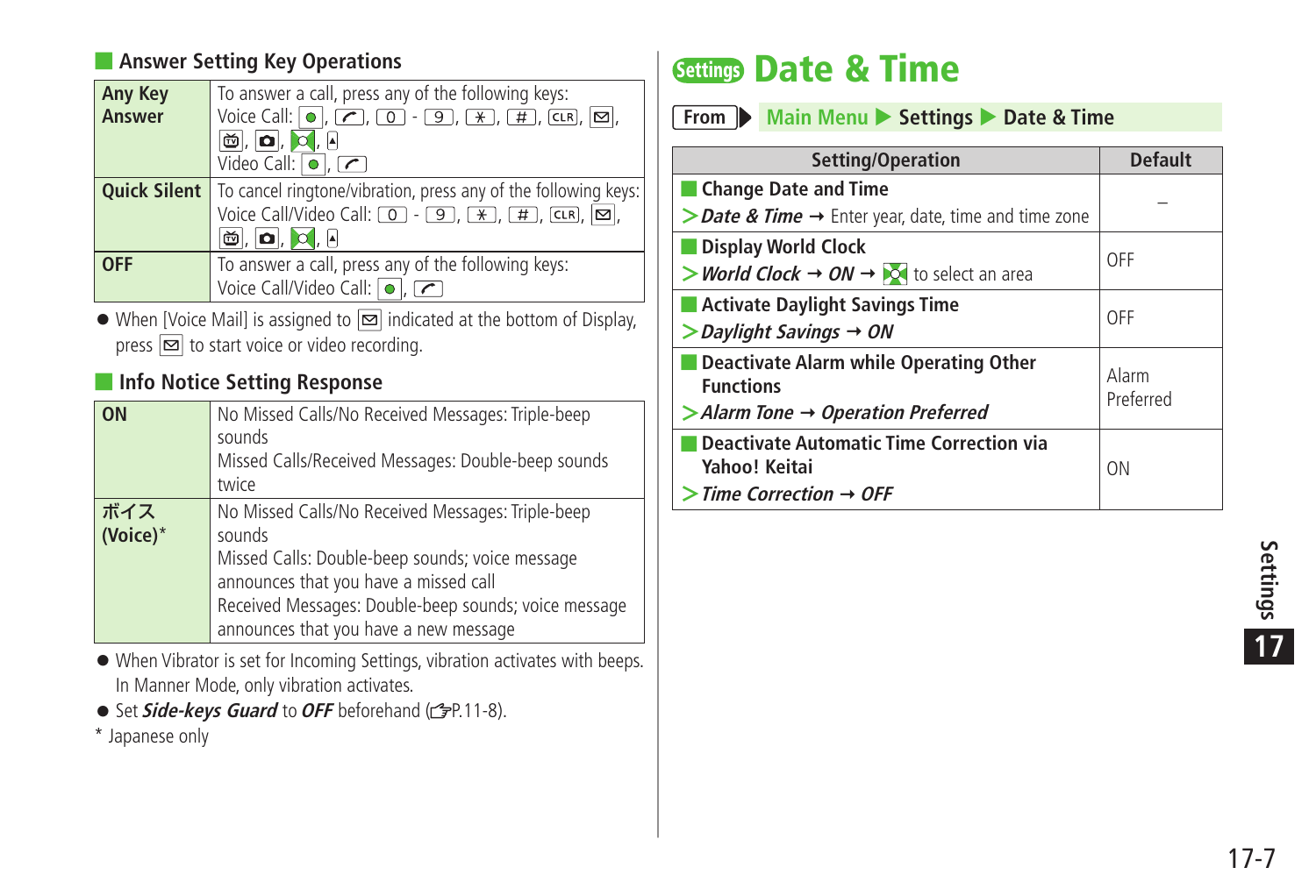### Answer Setting Key Operations

| | |
|---|---|
| **Any Key Answer** | To answer a call, press any of the following keys:<br>Voice Call: ●, ↗, 0 - 9, ✱, #, CLR, ✉, 📺, 📷, ✉, ▲<br>Video Call: ●, ↗ |
| **Quick Silent** | To cancel ringtone/vibration, press any of the following keys:<br>Voice Call/Video Call: 0 - 9, ✱, #, CLR, ✉, 📺, 📷, ✉, ▲ |
| **OFF** | To answer a call, press any of the following keys:<br>Voice Call/Video Call: ●, ↗ |

- When [Voice Mail] is assigned to ✉ indicated at the bottom of Display, press ✉ to start voice or video recording.

### Info Notice Setting Response

| | |
|---|---|
| **ON** | No Missed Calls/No Received Messages: Triple-beep sounds<br>Missed Calls/Received Messages: Double-beep sounds twice |
| **ボイス (Voice)*** | No Missed Calls/No Received Messages: Triple-beep sounds<br>Missed Calls: Double-beep sounds; voice message announces that you have a missed call<br>Received Messages: Double-beep sounds; voice message announces that you have a new message |

- When Vibrator is set for Incoming Settings, vibration activates with beeps. In Manner Mode, only vibration activates.
- Set ***Side-keys Guard*** to ***OFF*** beforehand (☞P.11-8).

\* Japanese only

# Settings Date & Time

**From** ▶ Main Menu ▶ Settings ▶ Date & Time

| Setting/Operation | Default |
|---|---|
| **Change Date and Time**<br>> ***Date & Time*** → Enter year, date, time and time zone | – |
| **Display World Clock**<br>> ***World Clock*** → ***ON*** → ✉ to select an area | OFF |
| **Activate Daylight Savings Time**<br>> ***Daylight Savings*** → ***ON*** | OFF |
| **Deactivate Alarm while Operating Other Functions**<br>> ***Alarm Tone*** → ***Operation Preferred*** | Alarm Preferred |
| **Deactivate Automatic Time Correction via Yahoo! Keitai**<br>> ***Time Correction*** → ***OFF*** | ON |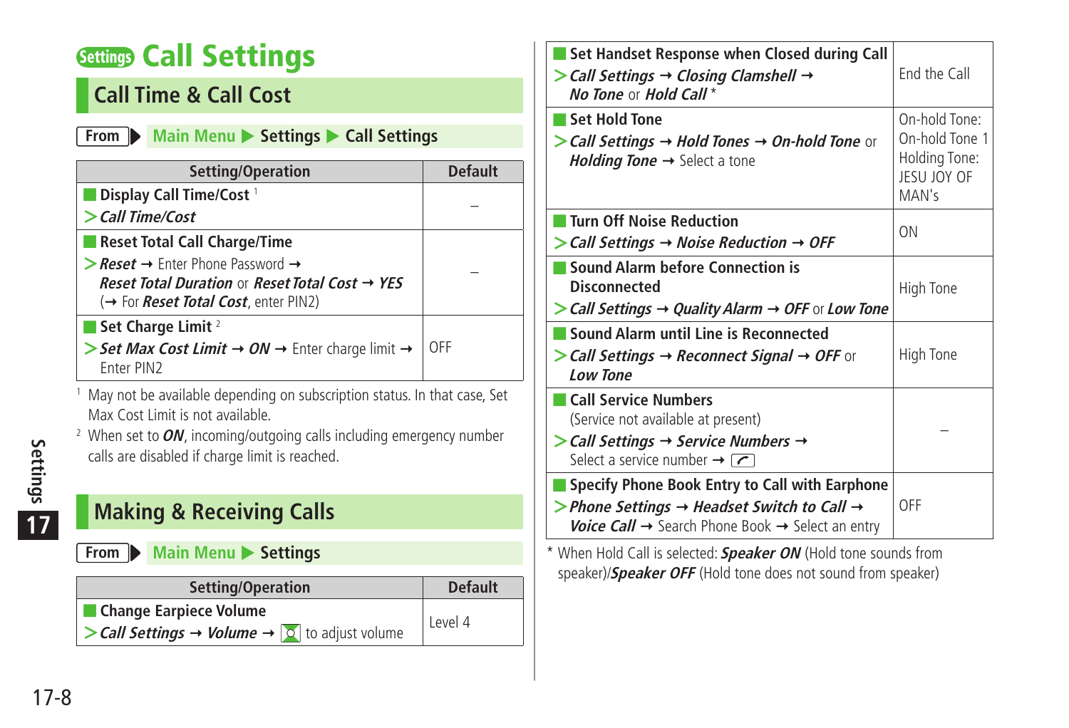# Settings Call Settings

## Call Time & Call Cost

**From** Main Menu ▶ Settings ▶ Call Settings

| Setting/Operation | Default |
|---|---|
| **Display Call Time/Cost** [1]<br>> ***Call Time/Cost*** | – |
| **Reset Total Call Charge/Time**<br>> ***Reset*** → Enter Phone Password → ***Reset Total Duration*** or ***Reset Total Cost*** → ***YES*** (→ For ***Reset Total Cost***, enter PIN2) | – |
| **Set Charge Limit** [2]<br>> ***Set Max Cost Limit*** → ***ON*** → Enter charge limit → Enter PIN2 | OFF |

[1] May not be available depending on subscription status. In that case, Set Max Cost Limit is not available.

[2] When set to ***ON***, incoming/outgoing calls including emergency number calls are disabled if charge limit is reached.

## Making & Receiving Calls

**From** Main Menu ▶ Settings

| Setting/Operation | Default |
|---|---|
| **Change Earpiece Volume**<br>> ***Call Settings*** → ***Volume*** → [navigation key] to adjust volume | Level 4 |
| **Set Handset Response when Closed during Call**<br>> ***Call Settings*** → ***Closing Clamshell*** → ***No Tone*** or ***Hold Call**** | End the Call |
| **Set Hold Tone**<br>> ***Call Settings*** → ***Hold Tones*** → ***On-hold Tone*** or ***Holding Tone*** → Select a tone | On-hold Tone: On-hold Tone 1<br>Holding Tone: JESU JOY OF MAN's |
| **Turn Off Noise Reduction**<br>> ***Call Settings*** → ***Noise Reduction*** → ***OFF*** | ON |
| **Sound Alarm before Connection is Disconnected**<br>> ***Call Settings*** → ***Quality Alarm*** → ***OFF*** or ***Low Tone*** | High Tone |
| **Sound Alarm until Line is Reconnected**<br>> ***Call Settings*** → ***Reconnect Signal*** → ***OFF*** or ***Low Tone*** | High Tone |
| **Call Service Numbers**<br>(Service not available at present)<br>> ***Call Settings*** → ***Service Numbers*** → Select a service number → [call key] | – |
| **Specify Phone Book Entry to Call with Earphone**<br>> ***Phone Settings*** → ***Headset Switch to Call*** → ***Voice Call*** → Search Phone Book → Select an entry | OFF |

* When Hold Call is selected: ***Speaker ON*** (Hold tone sounds from speaker)/***Speaker OFF*** (Hold tone does not sound from speaker)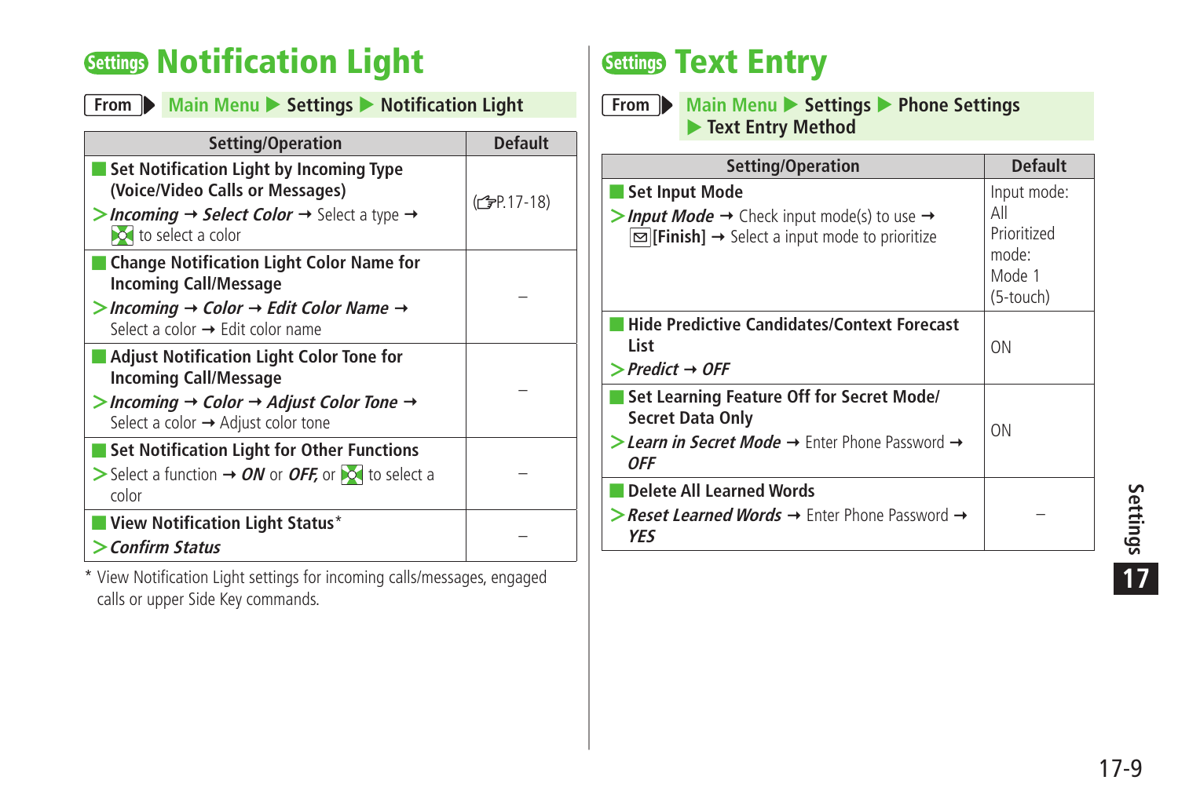# Settings Notification Light

**From** Main Menu ▶ Settings ▶ Notification Light

| Setting/Operation | Default |
|---|---|
| ■ **Set Notification Light by Incoming Type (Voice/Video Calls or Messages)**<br>> ***Incoming*** → ***Select Color*** → Select a type → to select a color | (☞P.17-18) |
| ■ **Change Notification Light Color Name for Incoming Call/Message**<br>> ***Incoming*** → ***Color*** → ***Edit Color Name*** → Select a color → Edit color name | – |
| ■ **Adjust Notification Light Color Tone for Incoming Call/Message**<br>> ***Incoming*** → ***Color*** → ***Adjust Color Tone*** → Select a color → Adjust color tone | – |
| ■ **Set Notification Light for Other Functions**<br>> Select a function → ***ON*** or ***OFF***, or to select a color | – |
| ■ **View Notification Light Status***<br>> ***Confirm Status*** | – |

* View Notification Light settings for incoming calls/messages, engaged calls or upper Side Key commands.

# Settings Text Entry

**From** Main Menu ▶ Settings ▶ Phone Settings ▶ Text Entry Method

| Setting/Operation | Default |
|---|---|
| ■ **Set Input Mode**<br>> ***Input Mode*** → Check input mode(s) to use → **[Finish]** → Select a input mode to prioritize | Input mode: All<br>Prioritized mode: Mode 1 (5-touch) |
| ■ **Hide Predictive Candidates/Context Forecast List**<br>> ***Predict*** → ***OFF*** | ON |
| ■ **Set Learning Feature Off for Secret Mode/ Secret Data Only**<br>> ***Learn in Secret Mode*** → Enter Phone Password → ***OFF*** | ON |
| ■ **Delete All Learned Words**<br>> ***Reset Learned Words*** → Enter Phone Password → ***YES*** | – |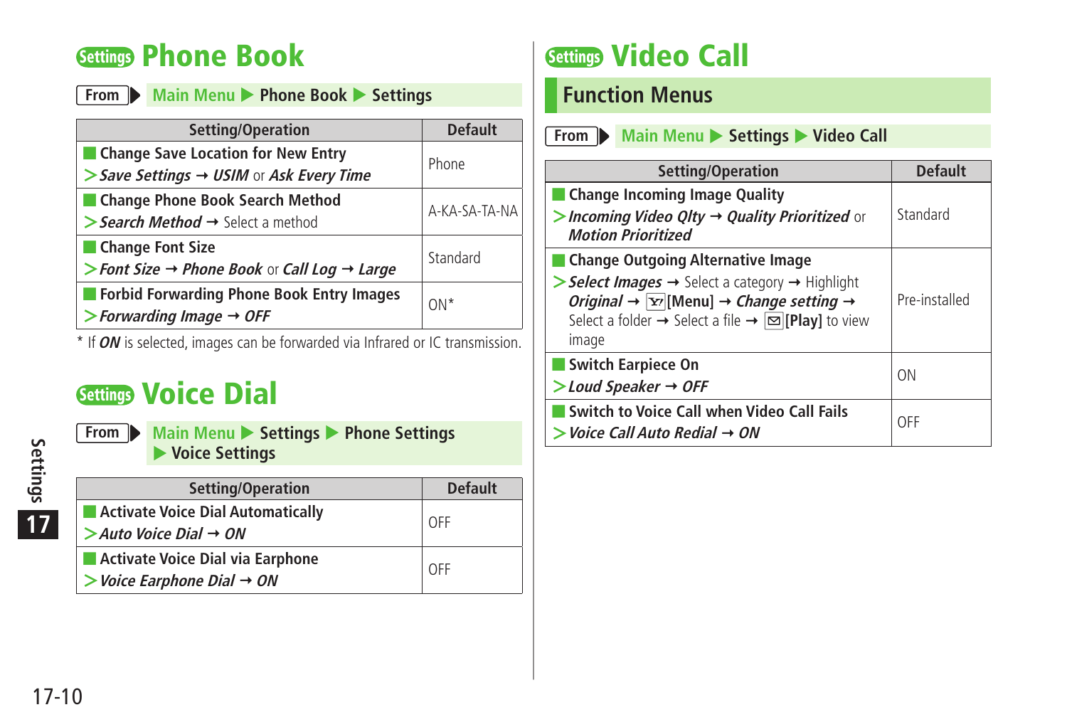# Settings Phone Book

From ▶ Main Menu ▶ Phone Book ▶ Settings

| Setting/Operation | Default |
|---|---|
| **Change Save Location for New Entry**<br>> ***Save Settings*** → ***USIM*** or ***Ask Every Time*** | Phone |
| **Change Phone Book Search Method**<br>> ***Search Method*** → Select a method | A-KA-SA-TA-NA |
| **Change Font Size**<br>> ***Font Size*** → ***Phone Book*** or ***Call Log*** → ***Large*** | Standard |
| **Forbid Forwarding Phone Book Entry Images**<br>> ***Forwarding Image*** → ***OFF*** | ON* |

\* If ***ON*** is selected, images can be forwarded via Infrared or IC transmission.

# Settings Voice Dial

From ▶ Main Menu ▶ Settings ▶ Phone Settings ▶ Voice Settings

| Setting/Operation | Default |
|---|---|
| **Activate Voice Dial Automatically**<br>> ***Auto Voice Dial*** → ***ON*** | OFF |
| **Activate Voice Dial via Earphone**<br>> ***Voice Earphone Dial*** → ***ON*** | OFF |

# Settings Video Call

## Function Menus

From ▶ Main Menu ▶ Settings ▶ Video Call

| Setting/Operation | Default |
|---|---|
| **Change Incoming Image Quality**<br>> ***Incoming Video Qlty*** → ***Quality Prioritized*** or ***Motion Prioritized*** | Standard |
| **Change Outgoing Alternative Image**<br>> ***Select Images*** → Select a category → Highlight ***Original*** → [Menu] → ***Change setting*** → Select a folder → Select a file → **[Play]** to view image | Pre-installed |
| **Switch Earpiece On**<br>> ***Loud Speaker*** → ***OFF*** | ON |
| **Switch to Voice Call when Video Call Fails**<br>> ***Voice Call Auto Redial*** → ***ON*** | OFF |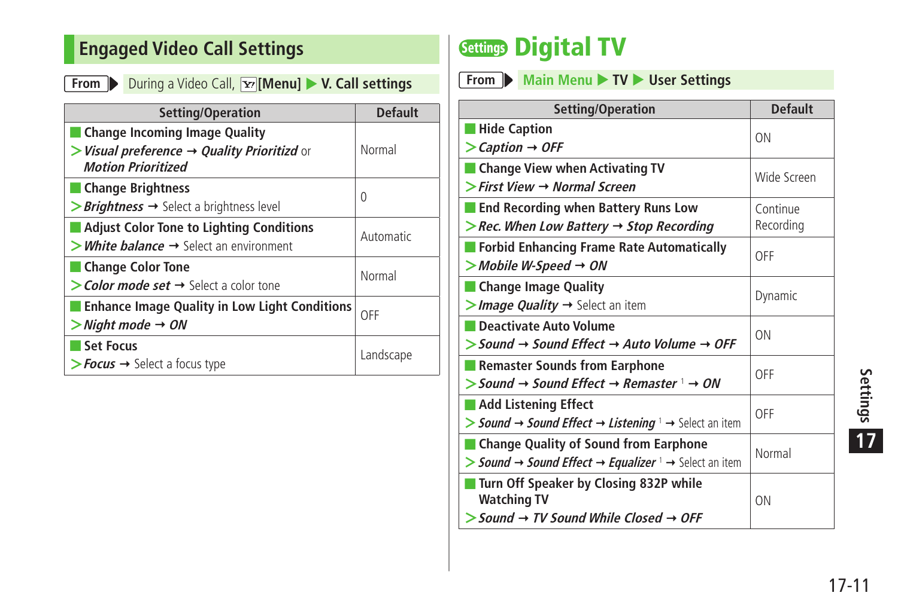## Engaged Video Call Settings

**From** During a Video Call, [Menu] ▶ **V. Call settings**

| Setting/Operation | Default |
|---|---|
| **Change Incoming Image Quality**<br>> ***Visual preference*** → ***Quality Prioritizd*** or ***Motion Prioritized*** | Normal |
| **Change Brightness**<br>> ***Brightness*** → Select a brightness level | 0 |
| **Adjust Color Tone to Lighting Conditions**<br>> ***White balance*** → Select an environment | Automatic |
| **Change Color Tone**<br>> ***Color mode set*** → Select a color tone | Normal |
| **Enhance Image Quality in Low Light Conditions**<br>> ***Night mode*** → ***ON*** | OFF |
| **Set Focus**<br>> ***Focus*** → Select a focus type | Landscape |

## Settings Digital TV

**From** Main Menu ▶ **TV** ▶ **User Settings**

| Setting/Operation | Default |
|---|---|
| **Hide Caption**<br>> ***Caption*** → ***OFF*** | ON |
| **Change View when Activating TV**<br>> ***First View*** → ***Normal Screen*** | Wide Screen |
| **End Recording when Battery Runs Low**<br>> ***Rec. When Low Battery*** → ***Stop Recording*** | Continue Recording |
| **Forbid Enhancing Frame Rate Automatically**<br>> ***Mobile W-Speed*** → ***ON*** | OFF |
| **Change Image Quality**<br>> ***Image Quality*** → Select an item | Dynamic |
| **Deactivate Auto Volume**<br>> ***Sound*** → ***Sound Effect*** → ***Auto Volume*** → ***OFF*** | ON |
| **Remaster Sounds from Earphone**<br>> ***Sound*** → ***Sound Effect*** → ***Remaster*** [1] → ***ON*** | OFF |
| **Add Listening Effect**<br>> ***Sound*** → ***Sound Effect*** → ***Listening*** [1] → Select an item | OFF |
| **Change Quality of Sound from Earphone**<br>> ***Sound*** → ***Sound Effect*** → ***Equalizer*** [1] → Select an item | Normal |
| **Turn Off Speaker by Closing 832P while Watching TV**<br>> ***Sound*** → ***TV Sound While Closed*** → ***OFF*** | ON |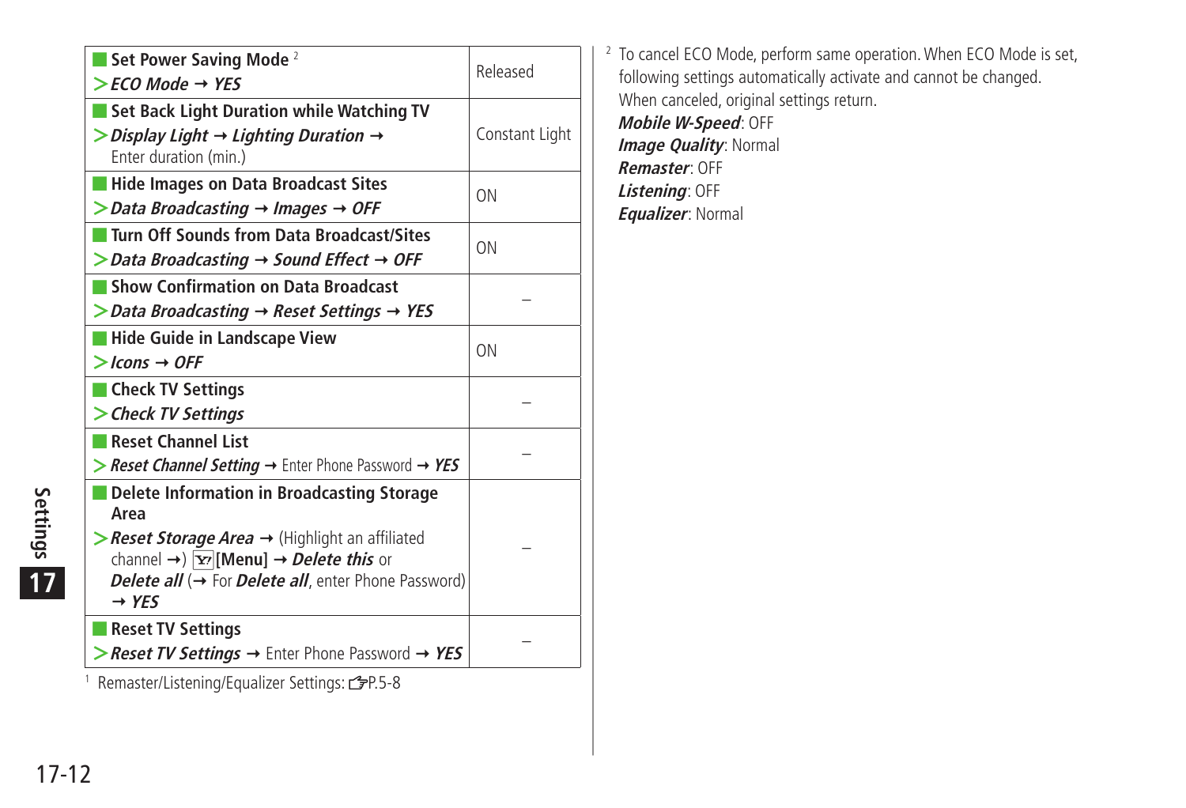| Item | Default |
|---|---|
| **Set Power Saving Mode** [2]<br>> ***ECO Mode*** → ***YES*** | Released |
| **Set Back Light Duration while Watching TV**<br>> ***Display Light*** → ***Lighting Duration*** → Enter duration (min.) | Constant Light |
| **Hide Images on Data Broadcast Sites**<br>> ***Data Broadcasting*** → ***Images*** → ***OFF*** | ON |
| **Turn Off Sounds from Data Broadcast/Sites**<br>> ***Data Broadcasting*** → ***Sound Effect*** → ***OFF*** | ON |
| **Show Confirmation on Data Broadcast**<br>> ***Data Broadcasting*** → ***Reset Settings*** → ***YES*** | – |
| **Hide Guide in Landscape View**<br>> ***Icons*** → ***OFF*** | ON |
| **Check TV Settings**<br>> ***Check TV Settings*** | – |
| **Reset Channel List**<br>> ***Reset Channel Setting*** → Enter Phone Password → ***YES*** | – |
| **Delete Information in Broadcasting Storage Area**<br>> ***Reset Storage Area*** → (Highlight an affiliated channel →) [Y!] **[Menu]** → ***Delete this*** or ***Delete all*** (→ For ***Delete all***, enter Phone Password) → ***YES*** | – |
| **Reset TV Settings**<br>> ***Reset TV Settings*** → Enter Phone Password → ***YES*** | – |

[1] Remaster/Listening/Equalizer Settings: ☞P.5-8

[2] To cancel ECO Mode, perform same operation. When ECO Mode is set, following settings automatically activate and cannot be changed. When canceled, original settings return.

***Mobile W-Speed***: OFF
***Image Quality***: Normal
***Remaster***: OFF
***Listening***: OFF
***Equalizer***: Normal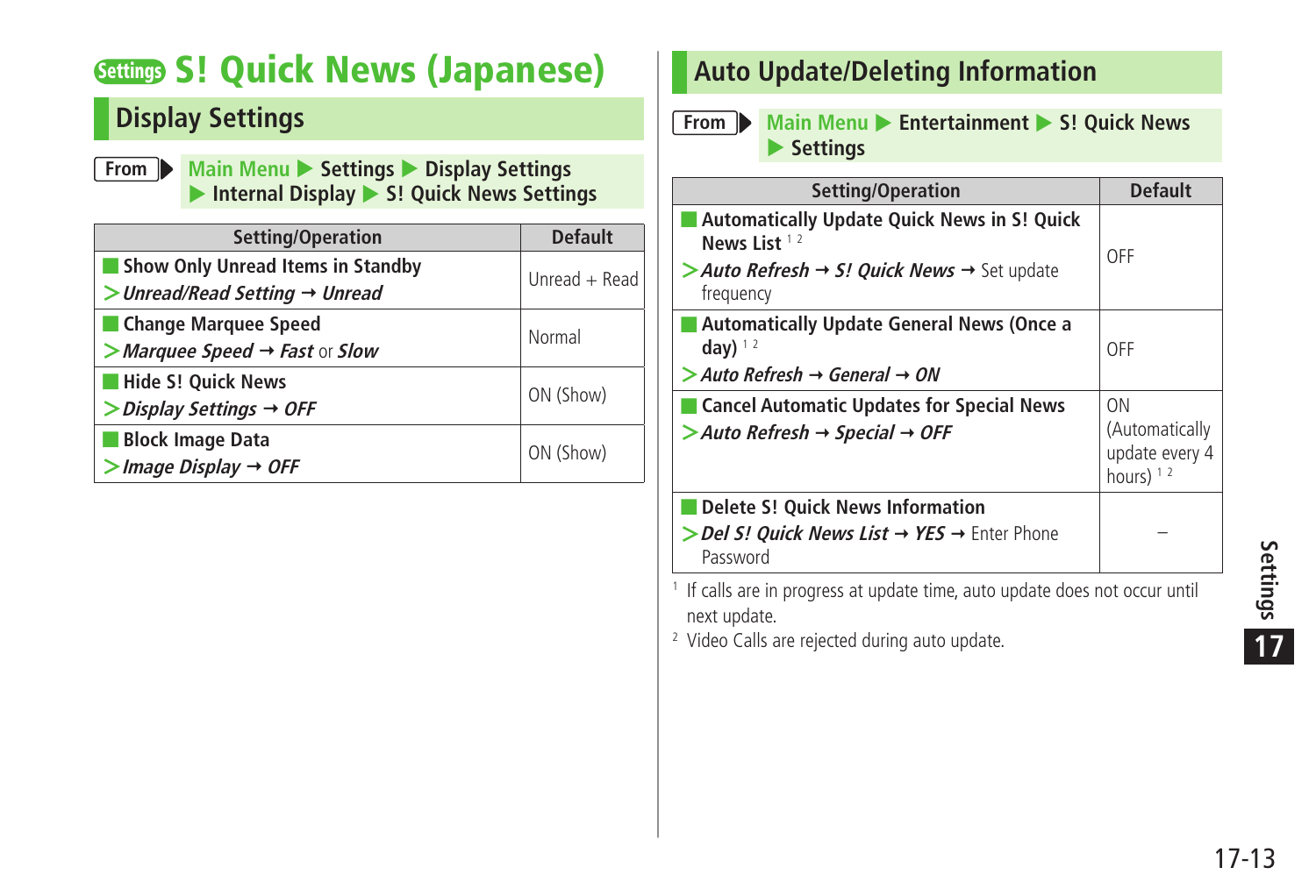# Settings S! Quick News (Japanese)

## Display Settings

**From** ▶ Main Menu ▶ Settings ▶ Display Settings ▶ Internal Display ▶ S! Quick News Settings

| Setting/Operation | Default |
|---|---|
| **Show Only Unread Items in Standby**<br>> *Unread/Read Setting* → *Unread* | Unread + Read |
| **Change Marquee Speed**<br>> *Marquee Speed* → *Fast* or *Slow* | Normal |
| **Hide S! Quick News**<br>> *Display Settings* → *OFF* | ON (Show) |
| **Block Image Data**<br>> *Image Display* → *OFF* | ON (Show) |

## Auto Update/Deleting Information

**From** ▶ Main Menu ▶ Entertainment ▶ S! Quick News ▶ Settings

| Setting/Operation | Default |
|---|---|
| **Automatically Update Quick News in S! Quick News List** [1,2]<br>> *Auto Refresh* → *S! Quick News* → Set update frequency | OFF |
| **Automatically Update General News (Once a day)** [1,2]<br>> *Auto Refresh* → *General* → *ON* | OFF |
| **Cancel Automatic Updates for Special News**<br>> *Auto Refresh* → *Special* → *OFF* | ON (Automatically update every 4 hours) [1,2] |
| **Delete S! Quick News Information**<br>> *Del S! Quick News List* → *YES* → Enter Phone Password | – |

[1] If calls are in progress at update time, auto update does not occur until next update.

[2] Video Calls are rejected during auto update.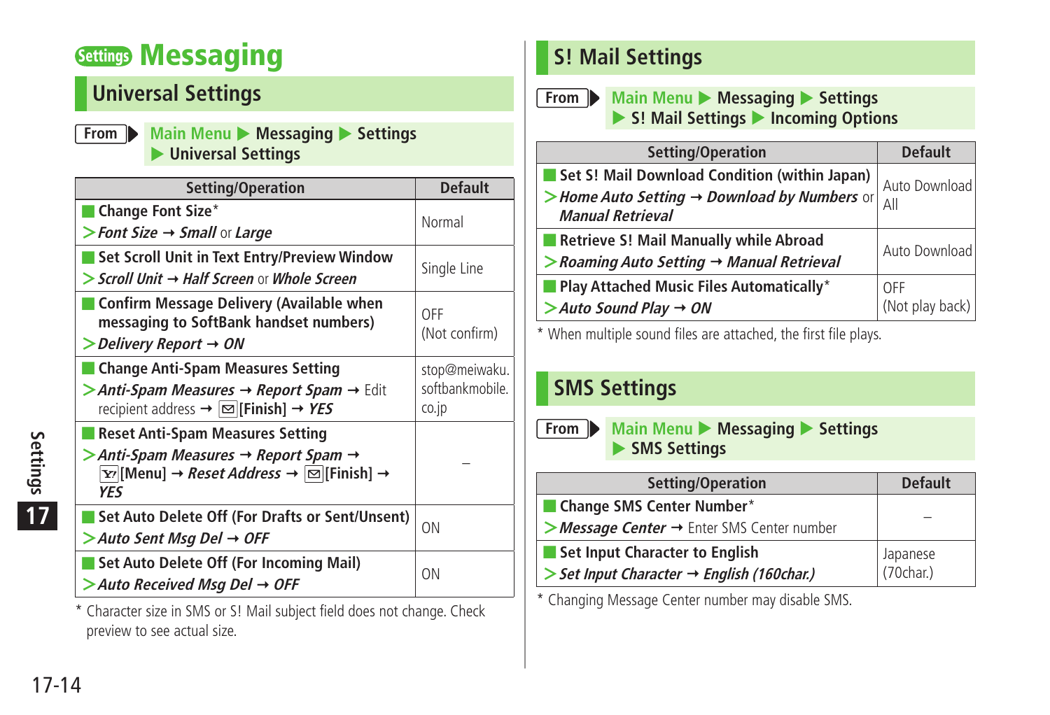# Settings Messaging

## Universal Settings

**From** Main Menu ▶ Messaging ▶ Settings ▶ Universal Settings

| Setting/Operation | Default |
|---|---|
| **Change Font Size***<br>> *Font Size* → *Small* or *Large* | Normal |
| **Set Scroll Unit in Text Entry/Preview Window**<br>> *Scroll Unit* → *Half Screen* or *Whole Screen* | Single Line |
| **Confirm Message Delivery (Available when messaging to SoftBank handset numbers)**<br>> *Delivery Report* → *ON* | OFF (Not confirm) |
| **Change Anti-Spam Measures Setting**<br>> *Anti-Spam Measures* → *Report Spam* → Edit recipient address → [Finish] → *YES* | stop@meiwaku.softbankmobile.co.jp |
| **Reset Anti-Spam Measures Setting**<br>> *Anti-Spam Measures* → *Report Spam* → [Menu] → *Reset Address* → [Finish] → *YES* | – |
| **Set Auto Delete Off (For Drafts or Sent/Unsent)**<br>> *Auto Sent Msg Del* → *OFF* | ON |
| **Set Auto Delete Off (For Incoming Mail)**<br>> *Auto Received Msg Del* → *OFF* | ON |

\* Character size in SMS or S! Mail subject field does not change. Check preview to see actual size.

## S! Mail Settings

**From** Main Menu ▶ Messaging ▶ Settings ▶ S! Mail Settings ▶ Incoming Options

| Setting/Operation | Default |
|---|---|
| **Set S! Mail Download Condition (within Japan)**<br>> *Home Auto Setting* → *Download by Numbers* or *Manual Retrieval* | Auto Download All |
| **Retrieve S! Mail Manually while Abroad**<br>> *Roaming Auto Setting* → *Manual Retrieval* | Auto Download |
| **Play Attached Music Files Automatically***<br>> *Auto Sound Play* → *ON* | OFF (Not play back) |

\* When multiple sound files are attached, the first file plays.

## SMS Settings

**From** Main Menu ▶ Messaging ▶ Settings ▶ SMS Settings

| Setting/Operation | Default |
|---|---|
| **Change SMS Center Number***<br>> *Message Center* → Enter SMS Center number | – |
| **Set Input Character to English**<br>> *Set Input Character* → *English (160char.)* | Japanese (70char.) |

\* Changing Message Center number may disable SMS.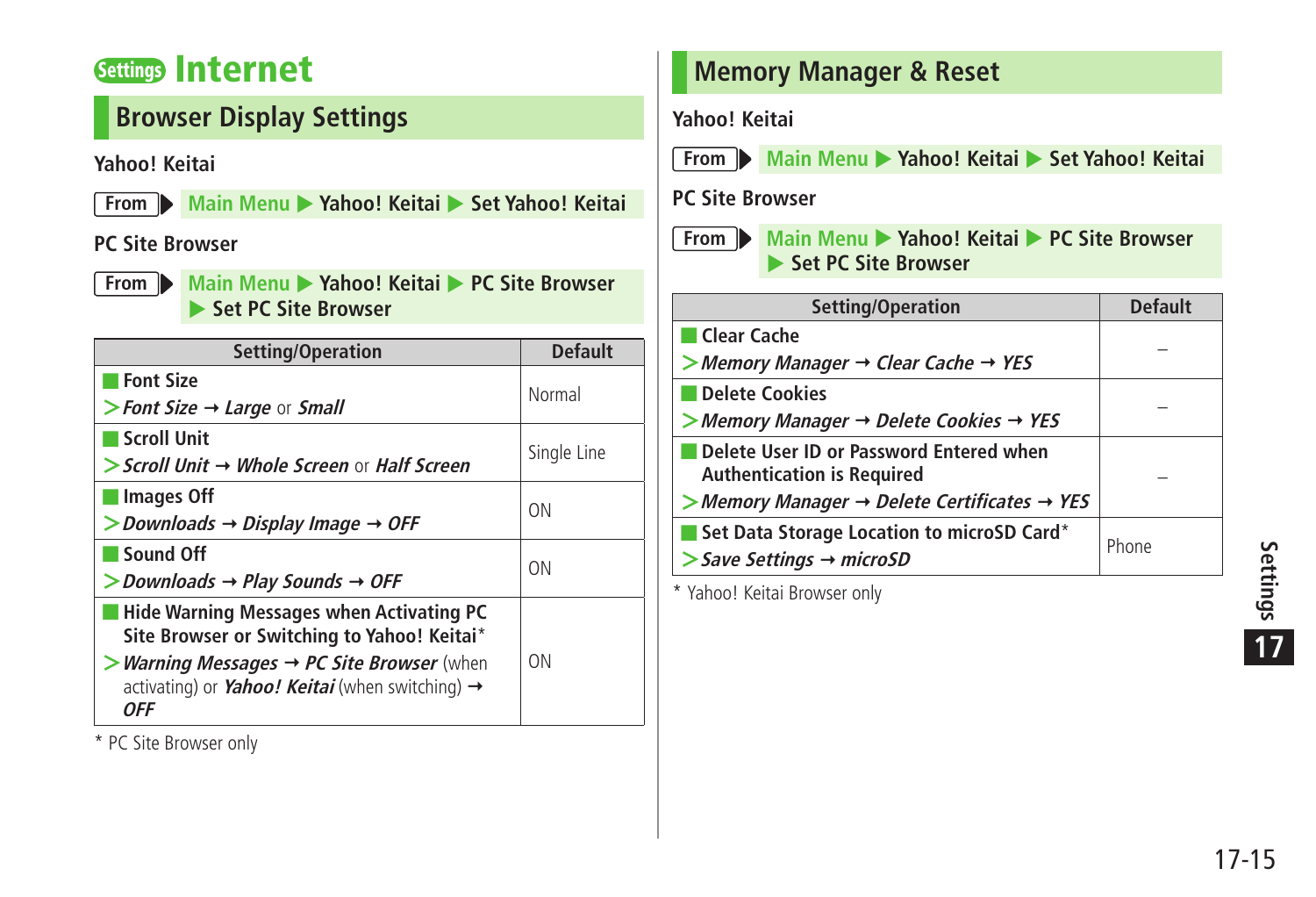# Settings Internet

## Browser Display Settings

**Yahoo! Keitai**

From ▶ Main Menu ▶ Yahoo! Keitai ▶ Set Yahoo! Keitai

**PC Site Browser**

From ▶ Main Menu ▶ Yahoo! Keitai ▶ PC Site Browser ▶ Set PC Site Browser

| Setting/Operation | Default |
|---|---|
| **Font Size**<br>> ***Font Size*** → ***Large*** or ***Small*** | Normal |
| **Scroll Unit**<br>> ***Scroll Unit*** → ***Whole Screen*** or ***Half Screen*** | Single Line |
| **Images Off**<br>> ***Downloads*** → ***Display Image*** → ***OFF*** | ON |
| **Sound Off**<br>> ***Downloads*** → ***Play Sounds*** → ***OFF*** | ON |
| **Hide Warning Messages when Activating PC Site Browser or Switching to Yahoo! Keitai***<br>> ***Warning Messages*** → ***PC Site Browser*** (when activating) or ***Yahoo! Keitai*** (when switching) → ***OFF*** | ON |

* PC Site Browser only

## Memory Manager & Reset

**Yahoo! Keitai**

From ▶ Main Menu ▶ Yahoo! Keitai ▶ Set Yahoo! Keitai

**PC Site Browser**

From ▶ Main Menu ▶ Yahoo! Keitai ▶ PC Site Browser ▶ Set PC Site Browser

| Setting/Operation | Default |
|---|---|
| **Clear Cache**<br>> ***Memory Manager*** → ***Clear Cache*** → ***YES*** | – |
| **Delete Cookies**<br>> ***Memory Manager*** → ***Delete Cookies*** → ***YES*** | – |
| **Delete User ID or Password Entered when Authentication is Required**<br>> ***Memory Manager*** → ***Delete Certificates*** → ***YES*** | – |
| **Set Data Storage Location to microSD Card***<br>> ***Save Settings*** → ***microSD*** | Phone |

* Yahoo! Keitai Browser only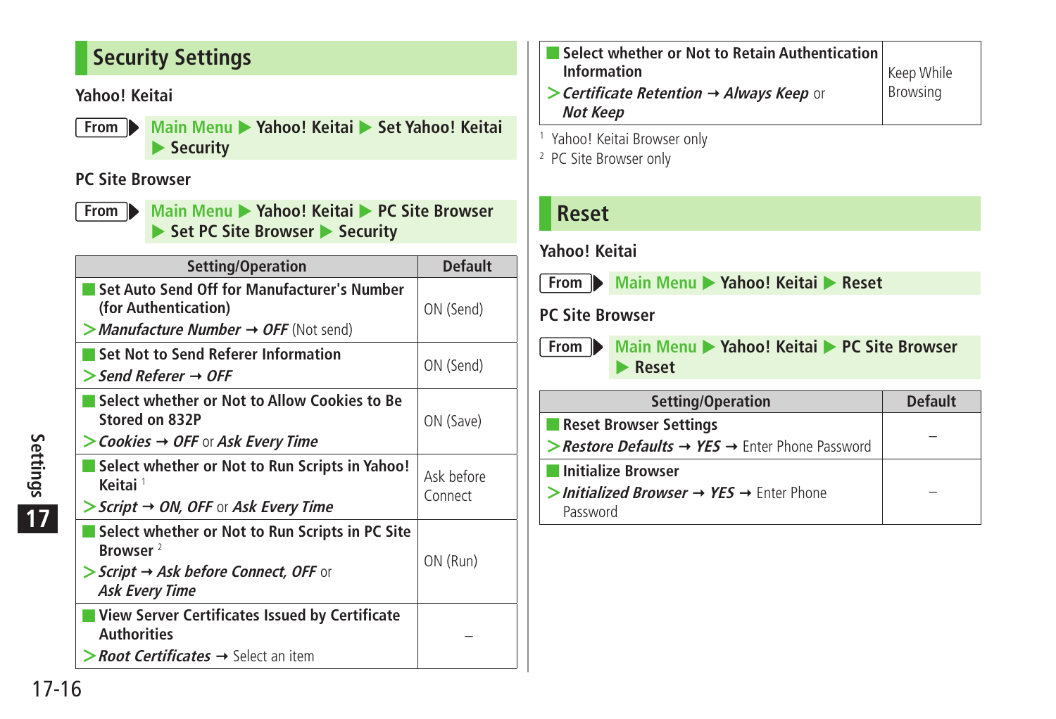## Security Settings

**Yahoo! Keitai**

From ▶ Main Menu ▶ Yahoo! Keitai ▶ Set Yahoo! Keitai ▶ Security

**PC Site Browser**

From ▶ Main Menu ▶ Yahoo! Keitai ▶ PC Site Browser ▶ Set PC Site Browser ▶ Security

| Setting/Operation | Default |
|---|---|
| ■ **Set Auto Send Off for Manufacturer's Number (for Authentication)**<br>> ***Manufacture Number*** → ***OFF*** (Not send) | ON (Send) |
| ■ **Set Not to Send Referer Information**<br>> ***Send Referer*** → ***OFF*** | ON (Send) |
| ■ **Select whether or Not to Allow Cookies to Be Stored on 832P**<br>> ***Cookies*** → ***OFF*** or ***Ask Every Time*** | ON (Save) |
| ■ **Select whether or Not to Run Scripts in Yahoo! Keitai** [1]<br>> ***Script*** → ***ON, OFF*** or ***Ask Every Time*** | Ask before Connect |
| ■ **Select whether or Not to Run Scripts in PC Site Browser** [2]<br>> ***Script*** → ***Ask before Connect, OFF*** or ***Ask Every Time*** | ON (Run) |
| ■ **View Server Certificates Issued by Certificate Authorities**<br>> ***Root Certificates*** → Select an item | – |
| ■ **Select whether or Not to Retain Authentication Information**<br>> ***Certificate Retention*** → ***Always Keep*** or ***Not Keep*** | Keep While Browsing |

[1] Yahoo! Keitai Browser only
[2] PC Site Browser only

## Reset

**Yahoo! Keitai**

From ▶ Main Menu ▶ Yahoo! Keitai ▶ Reset

**PC Site Browser**

From ▶ Main Menu ▶ Yahoo! Keitai ▶ PC Site Browser ▶ Reset

| Setting/Operation | Default |
|---|---|
| ■ **Reset Browser Settings**<br>> ***Restore Defaults*** → ***YES*** → Enter Phone Password | – |
| ■ **Initialize Browser**<br>> ***Initialized Browser*** → ***YES*** → Enter Phone Password | – |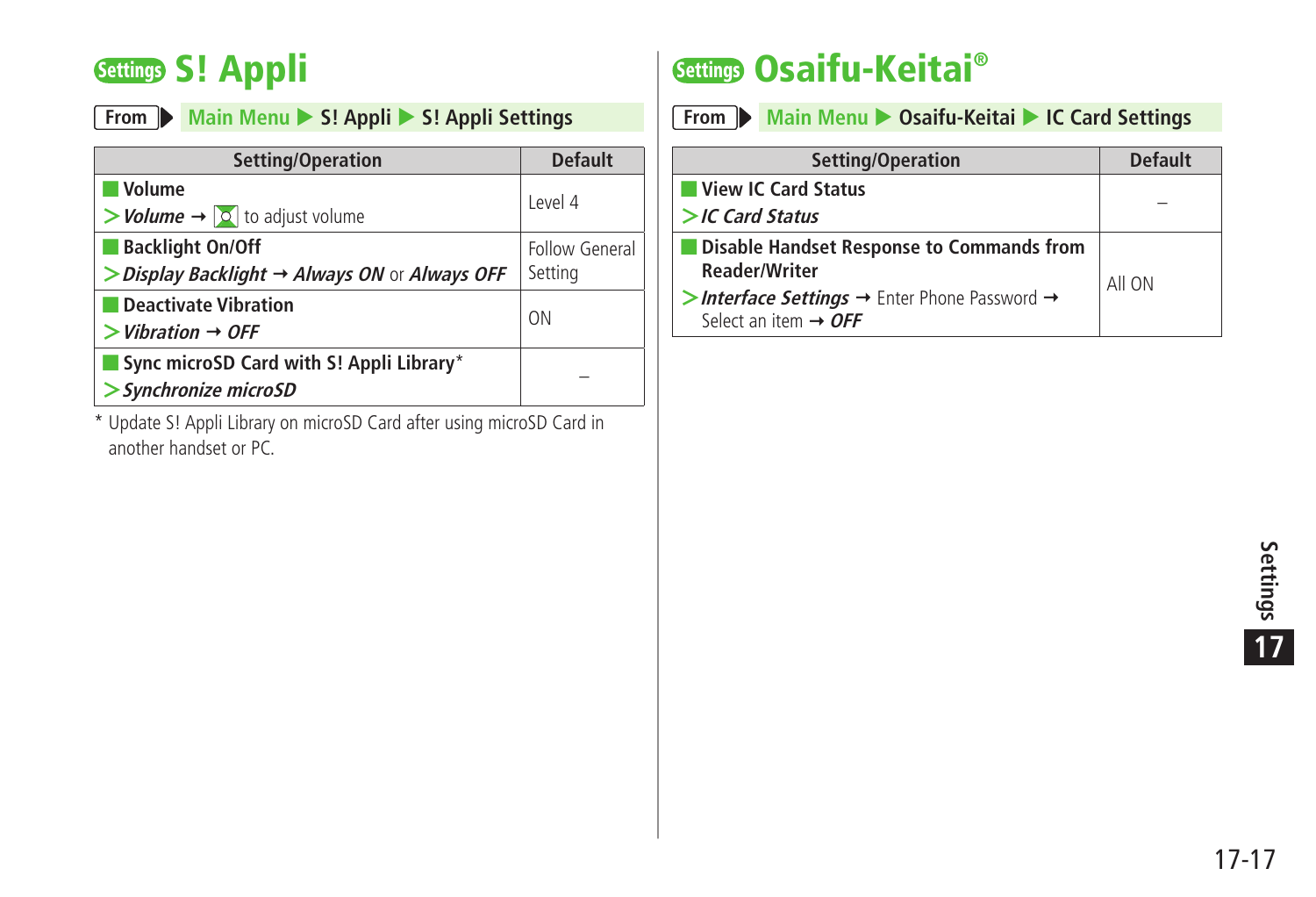## Settings S! Appli

**From** ▶ Main Menu ▶ S! Appli ▶ S! Appli Settings

| Setting/Operation | Default |
|---|---|
| ■ **Volume**<br>＞***Volume*** → to adjust volume | Level 4 |
| ■ **Backlight On/Off**<br>＞***Display Backlight*** → ***Always ON*** or ***Always OFF*** | Follow General Setting |
| ■ **Deactivate Vibration**<br>＞***Vibration*** → ***OFF*** | ON |
| ■ **Sync microSD Card with S! Appli Library***<br>＞***Synchronize microSD*** | – |

\* Update S! Appli Library on microSD Card after using microSD Card in another handset or PC.

## Settings Osaifu-Keitai®

**From** ▶ Main Menu ▶ Osaifu-Keitai ▶ IC Card Settings

| Setting/Operation | Default |
|---|---|
| ■ **View IC Card Status**<br>＞***IC Card Status*** | – |
| ■ **Disable Handset Response to Commands from Reader/Writer**<br>＞***Interface Settings*** → Enter Phone Password → Select an item → ***OFF*** | All ON |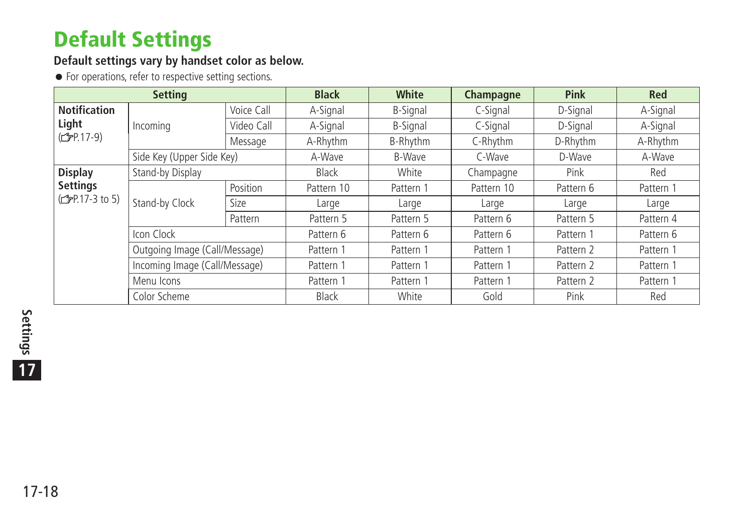# Default Settings

**Default settings vary by handset color as below.**

- For operations, refer to respective setting sections.

| Setting | | | Black | White | Champagne | Pink | Red |
|---|---|---|---|---|---|---|---|
| **Notification Light** (☞P.17-9) | Incoming | Voice Call | A-Signal | B-Signal | C-Signal | D-Signal | A-Signal |
| | | Video Call | A-Signal | B-Signal | C-Signal | D-Signal | A-Signal |
| | | Message | A-Rhythm | B-Rhythm | C-Rhythm | D-Rhythm | A-Rhythm |
| | Side Key (Upper Side Key) | | A-Wave | B-Wave | C-Wave | D-Wave | A-Wave |
| **Display Settings** (☞P.17-3 to 5) | Stand-by Display | | Black | White | Champagne | Pink | Red |
| | Stand-by Clock | Position | Pattern 10 | Pattern 1 | Pattern 10 | Pattern 6 | Pattern 1 |
| | | Size | Large | Large | Large | Large | Large |
| | | Pattern | Pattern 5 | Pattern 5 | Pattern 6 | Pattern 5 | Pattern 4 |
| | Icon Clock | | Pattern 6 | Pattern 6 | Pattern 6 | Pattern 1 | Pattern 6 |
| | Outgoing Image (Call/Message) | | Pattern 1 | Pattern 1 | Pattern 1 | Pattern 2 | Pattern 1 |
| | Incoming Image (Call/Message) | | Pattern 1 | Pattern 1 | Pattern 1 | Pattern 2 | Pattern 1 |
| | Menu Icons | | Pattern 1 | Pattern 1 | Pattern 1 | Pattern 2 | Pattern 1 |
| | Color Scheme | | Black | White | Gold | Pink | Red |